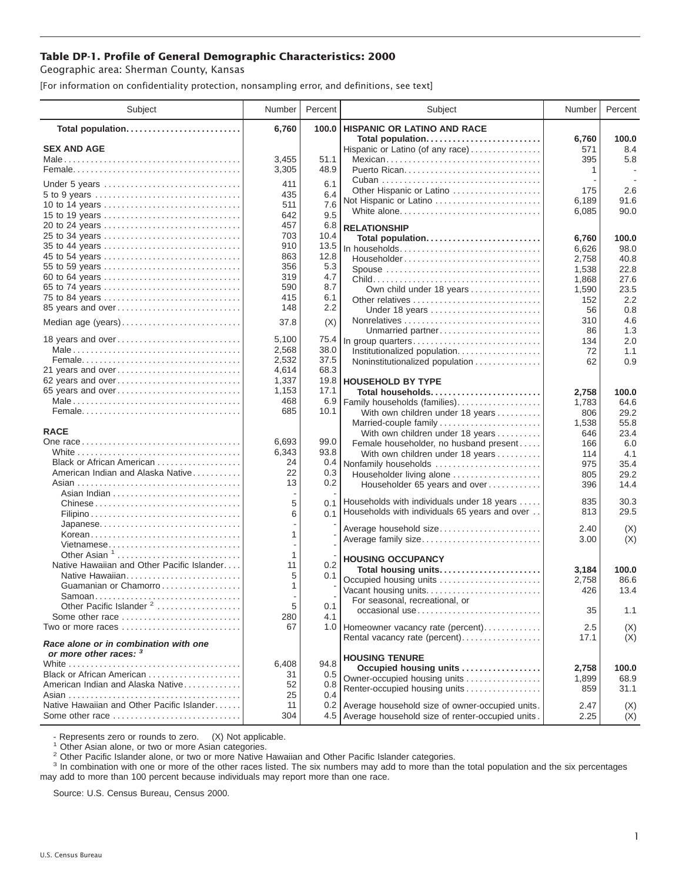# Table DP-1. Profile of General Demographic Characteristics: 2000

Geographic area: Sherman County, Kansas

[For information on confidentiality protection, nonsampling error, and definitions, see text]

| Subject | Number | Percent |
|---|---|---|
| **Total population** | **6,760** | **100.0** |
| **SEX AND AGE** | | |
| Male | 3,455 | 51.1 |
| Female | 3,305 | 48.9 |
| Under 5 years | 411 | 6.1 |
| 5 to 9 years | 435 | 6.4 |
| 10 to 14 years | 511 | 7.6 |
| 15 to 19 years | 642 | 9.5 |
| 20 to 24 years | 457 | 6.8 |
| 25 to 34 years | 703 | 10.4 |
| 35 to 44 years | 910 | 13.5 |
| 45 to 54 years | 863 | 12.8 |
| 55 to 59 years | 356 | 5.3 |
| 60 to 64 years | 319 | 4.7 |
| 65 to 74 years | 590 | 8.7 |
| 75 to 84 years | 415 | 6.1 |
| 85 years and over | 148 | 2.2 |
| Median age (years) | 37.8 | (X) |
| 18 years and over | 5,100 | 75.4 |
| Male | 2,568 | 38.0 |
| Female | 2,532 | 37.5 |
| 21 years and over | 4,614 | 68.3 |
| 62 years and over | 1,337 | 19.8 |
| 65 years and over | 1,153 | 17.1 |
| Male | 468 | 6.9 |
| Female | 685 | 10.1 |
| **RACE** | | |
| One race | 6,693 | 99.0 |
| White | 6,343 | 93.8 |
| Black or African American | 24 | 0.4 |
| American Indian and Alaska Native | 22 | 0.3 |
| Asian | 13 | 0.2 |
| Asian Indian | - | - |
| Chinese | 5 | 0.1 |
| Filipino | 6 | 0.1 |
| Japanese | - | - |
| Korean | 1 | - |
| Vietnamese | - | - |
| Other Asian [1] | 1 | - |
| Native Hawaiian and Other Pacific Islander | 11 | 0.2 |
| Native Hawaiian | 5 | 0.1 |
| Guamanian or Chamorro | 1 | - |
| Samoan | - | - |
| Other Pacific Islander [2] | 5 | 0.1 |
| Some other race | 280 | 4.1 |
| Two or more races | 67 | 1.0 |
| ***Race alone or in combination with one or more other races:* [3]** | | |
| White | 6,408 | 94.8 |
| Black or African American | 31 | 0.5 |
| American Indian and Alaska Native | 52 | 0.8 |
| Asian | 25 | 0.4 |
| Native Hawaiian and Other Pacific Islander | 11 | 0.2 |
| Some other race | 304 | 4.5 |

| Subject | Number | Percent |
|---|---|---|
| **HISPANIC OR LATINO AND RACE** | | |
| **Total population** | **6,760** | **100.0** |
| Hispanic or Latino (of any race) | 571 | 8.4 |
| Mexican | 395 | 5.8 |
| Puerto Rican | 1 | - |
| Cuban | - | - |
| Other Hispanic or Latino | 175 | 2.6 |
| Not Hispanic or Latino | 6,189 | 91.6 |
| White alone | 6,085 | 90.0 |
| **RELATIONSHIP** | | |
| **Total population** | **6,760** | **100.0** |
| In households | 6,626 | 98.0 |
| Householder | 2,758 | 40.8 |
| Spouse | 1,538 | 22.8 |
| Child | 1,868 | 27.6 |
| Own child under 18 years | 1,590 | 23.5 |
| Other relatives | 152 | 2.2 |
| Under 18 years | 56 | 0.8 |
| Nonrelatives | 310 | 4.6 |
| Unmarried partner | 86 | 1.3 |
| In group quarters | 134 | 2.0 |
| Institutionalized population | 72 | 1.1 |
| Noninstitutionalized population | 62 | 0.9 |
| **HOUSEHOLD BY TYPE** | | |
| **Total households** | **2,758** | **100.0** |
| Family households (families) | 1,783 | 64.6 |
| With own children under 18 years | 806 | 29.2 |
| Married-couple family | 1,538 | 55.8 |
| With own children under 18 years | 646 | 23.4 |
| Female householder, no husband present | 166 | 6.0 |
| With own children under 18 years | 114 | 4.1 |
| Nonfamily households | 975 | 35.4 |
| Householder living alone | 805 | 29.2 |
| Householder 65 years and over | 396 | 14.4 |
| Households with individuals under 18 years | 835 | 30.3 |
| Households with individuals 65 years and over | 813 | 29.5 |
| Average household size | 2.40 | (X) |
| Average family size | 3.00 | (X) |
| **HOUSING OCCUPANCY** | | |
| **Total housing units** | **3,184** | **100.0** |
| Occupied housing units | 2,758 | 86.6 |
| Vacant housing units | 426 | 13.4 |
| For seasonal, recreational, or occasional use | 35 | 1.1 |
| Homeowner vacancy rate (percent) | 2.5 | (X) |
| Rental vacancy rate (percent) | 17.1 | (X) |
| **HOUSING TENURE** | | |
| **Occupied housing units** | **2,758** | **100.0** |
| Owner-occupied housing units | 1,899 | 68.9 |
| Renter-occupied housing units | 859 | 31.1 |
| Average household size of owner-occupied units | 2.47 | (X) |
| Average household size of renter-occupied units | 2.25 | (X) |

- Represents zero or rounds to zero. (X) Not applicable.

[1] Other Asian alone, or two or more Asian categories.

[2] Other Pacific Islander alone, or two or more Native Hawaiian and Other Pacific Islander categories.

[3] In combination with one or more of the other races listed. The six numbers may add to more than the total population and the six percentages may add to more than 100 percent because individuals may report more than one race.

Source: U.S. Census Bureau, Census 2000.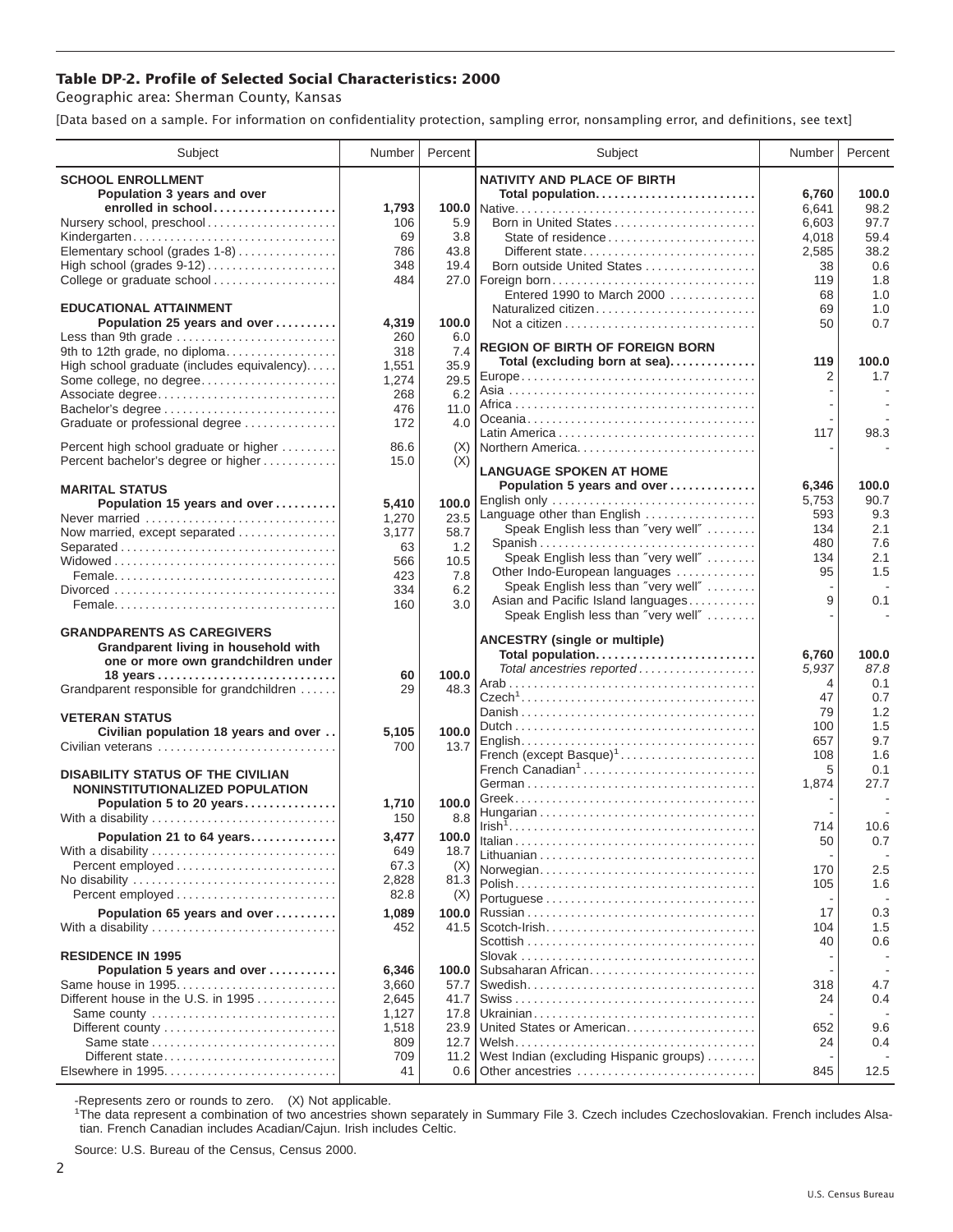# Table DP-2. Profile of Selected Social Characteristics: 2000

Geographic area: Sherman County, Kansas

[Data based on a sample. For information on confidentiality protection, sampling error, nonsampling error, and definitions, see text]

| Subject | Number | Percent |
|---|---|---|
| **SCHOOL ENROLLMENT** | | |
| **Population 3 years and over enrolled in school** | **1,793** | **100.0** |
| Nursery school, preschool | 106 | 5.9 |
| Kindergarten | 69 | 3.8 |
| Elementary school (grades 1-8) | 786 | 43.8 |
| High school (grades 9-12) | 348 | 19.4 |
| College or graduate school | 484 | 27.0 |
| **EDUCATIONAL ATTAINMENT** | | |
| **Population 25 years and over** | **4,319** | **100.0** |
| Less than 9th grade | 260 | 6.0 |
| 9th to 12th grade, no diploma | 318 | 7.4 |
| High school graduate (includes equivalency) | 1,551 | 35.9 |
| Some college, no degree | 1,274 | 29.5 |
| Associate degree | 268 | 6.2 |
| Bachelor's degree | 476 | 11.0 |
| Graduate or professional degree | 172 | 4.0 |
| Percent high school graduate or higher | 86.6 | (X) |
| Percent bachelor's degree or higher | 15.0 | (X) |
| **MARITAL STATUS** | | |
| **Population 15 years and over** | **5,410** | **100.0** |
| Never married | 1,270 | 23.5 |
| Now married, except separated | 3,177 | 58.7 |
| Separated | 63 | 1.2 |
| Widowed | 566 | 10.5 |
| Female | 423 | 7.8 |
| Divorced | 334 | 6.2 |
| Female | 160 | 3.0 |
| **GRANDPARENTS AS CAREGIVERS** | | |
| **Grandparent living in household with one or more own grandchildren under 18 years** | **60** | **100.0** |
| Grandparent responsible for grandchildren | 29 | 48.3 |
| **VETERAN STATUS** | | |
| **Civilian population 18 years and over** | **5,105** | **100.0** |
| Civilian veterans | 700 | 13.7 |
| **DISABILITY STATUS OF THE CIVILIAN NONINSTITUTIONALIZED POPULATION** | | |
| **Population 5 to 20 years** | **1,710** | **100.0** |
| With a disability | 150 | 8.8 |
| **Population 21 to 64 years** | **3,477** | **100.0** |
| With a disability | 649 | 18.7 |
| Percent employed | 67.3 | (X) |
| No disability | 2,828 | 81.3 |
| Percent employed | 82.8 | (X) |
| **Population 65 years and over** | **1,089** | **100.0** |
| With a disability | 452 | 41.5 |
| **RESIDENCE IN 1995** | | |
| **Population 5 years and over** | **6,346** | **100.0** |
| Same house in 1995 | 3,660 | 57.7 |
| Different house in the U.S. in 1995 | 2,645 | 41.7 |
| Same county | 1,127 | 17.8 |
| Different county | 1,518 | 23.9 |
| Same state | 809 | 12.7 |
| Different state | 709 | 11.2 |
| Elsewhere in 1995 | 41 | 0.6 |

| Subject | Number | Percent |
|---|---|---|
| **NATIVITY AND PLACE OF BIRTH** | | |
| **Total population** | **6,760** | **100.0** |
| Native | 6,641 | 98.2 |
| Born in United States | 6,603 | 97.7 |
| State of residence | 4,018 | 59.4 |
| Different state | 2,585 | 38.2 |
| Born outside United States | 38 | 0.6 |
| Foreign born | 119 | 1.8 |
| Entered 1990 to March 2000 | 68 | 1.0 |
| Naturalized citizen | 69 | 1.0 |
| Not a citizen | 50 | 0.7 |
| **REGION OF BIRTH OF FOREIGN BORN** | | |
| **Total (excluding born at sea)** | **119** | **100.0** |
| Europe | 2 | 1.7 |
| Asia | - | - |
| Africa | - | - |
| Oceania | - | - |
| Latin America | 117 | 98.3 |
| Northern America | - | - |
| **LANGUAGE SPOKEN AT HOME** | | |
| **Population 5 years and over** | **6,346** | **100.0** |
| English only | 5,753 | 90.7 |
| Language other than English | 593 | 9.3 |
| Speak English less than "very well" | 134 | 2.1 |
| Spanish | 480 | 7.6 |
| Speak English less than "very well" | 134 | 2.1 |
| Other Indo-European languages | 95 | 1.5 |
| Speak English less than "very well" | - | - |
| Asian and Pacific Island languages | 9 | 0.1 |
| Speak English less than "very well" | - | - |
| **ANCESTRY (single or multiple)** | | |
| **Total population** | **6,760** | **100.0** |
| *Total ancestries reported* | *5,937* | *87.8* |
| Arab | 4 | 0.1 |
| Czech[1] | 47 | 0.7 |
| Danish | 79 | 1.2 |
| Dutch | 100 | 1.5 |
| English | 657 | 9.7 |
| French (except Basque)[1] | 108 | 1.6 |
| French Canadian[1] | 5 | 0.1 |
| German | 1,874 | 27.7 |
| Greek | - | - |
| Hungarian | - | - |
| Irish[1] | 714 | 10.6 |
| Italian | 50 | 0.7 |
| Lithuanian | - | - |
| Norwegian | 170 | 2.5 |
| Polish | 105 | 1.6 |
| Portuguese | - | - |
| Russian | 17 | 0.3 |
| Scotch-Irish | 104 | 1.5 |
| Scottish | 40 | 0.6 |
| Slovak | - | - |
| Subsaharan African | - | - |
| Swedish | 318 | 4.7 |
| Swiss | 24 | 0.4 |
| Ukrainian | - | - |
| United States or American | 652 | 9.6 |
| Welsh | 24 | 0.4 |
| West Indian (excluding Hispanic groups) | - | - |
| Other ancestries | 845 | 12.5 |

-Represents zero or rounds to zero. (X) Not applicable.

[1]The data represent a combination of two ancestries shown separately in Summary File 3. Czech includes Czechoslovakian. French includes Alsatian. French Canadian includes Acadian/Cajun. Irish includes Celtic.

Source: U.S. Bureau of the Census, Census 2000.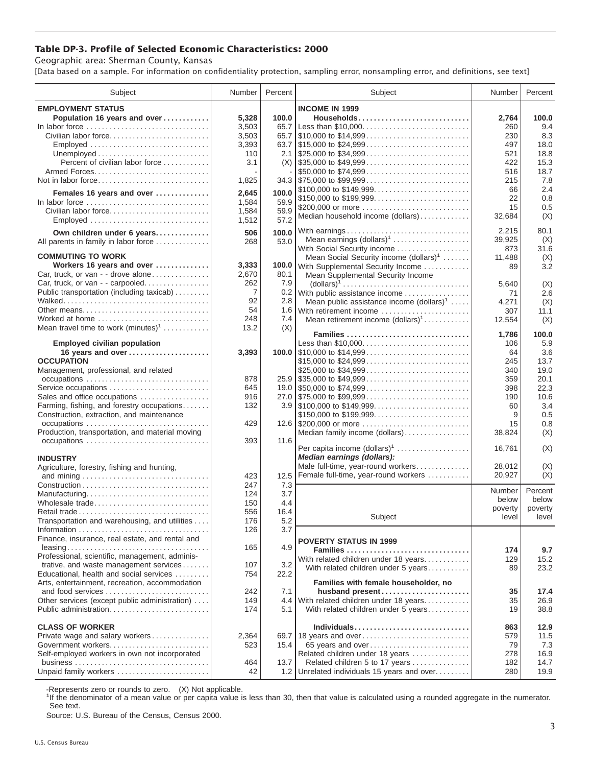# Table DP-3. Profile of Selected Economic Characteristics: 2000

Geographic area: Sherman County, Kansas

[Data based on a sample. For information on confidentiality protection, sampling error, nonsampling error, and definitions, see text]

| Subject | Number | Percent |
|---|---|---|
| **EMPLOYMENT STATUS** | | |
| **Population 16 years and over** | **5,328** | **100.0** |
| In labor force | 3,503 | 65.7 |
| Civilian labor force | 3,503 | 65.7 |
| Employed | 3,393 | 63.7 |
| Unemployed | 110 | 2.1 |
| Percent of civilian labor force | 3.1 | (X) |
| Armed Forces | - | - |
| Not in labor force | 1,825 | 34.3 |
| **Females 16 years and over** | **2,645** | **100.0** |
| In labor force | 1,584 | 59.9 |
| Civilian labor force | 1,584 | 59.9 |
| Employed | 1,512 | 57.2 |
| **Own children under 6 years** | **506** | **100.0** |
| All parents in family in labor force | 268 | 53.0 |
| **COMMUTING TO WORK** | | |
| **Workers 16 years and over** | **3,333** | **100.0** |
| Car, truck, or van - - drove alone | 2,670 | 80.1 |
| Car, truck, or van - - carpooled | 262 | 7.9 |
| Public transportation (including taxicab) | 7 | 0.2 |
| Walked | 92 | 2.8 |
| Other means | 54 | 1.6 |
| Worked at home | 248 | 7.4 |
| Mean travel time to work (minutes)[1] | 13.2 | (X) |
| **Employed civilian population 16 years and over** | **3,393** | **100.0** |
| **OCCUPATION** | | |
| Management, professional, and related occupations | 878 | 25.9 |
| Service occupations | 645 | 19.0 |
| Sales and office occupations | 916 | 27.0 |
| Farming, fishing, and forestry occupations | 132 | 3.9 |
| Construction, extraction, and maintenance occupations | 429 | 12.6 |
| Production, transportation, and material moving occupations | 393 | 11.6 |
| **INDUSTRY** | | |
| Agriculture, forestry, fishing and hunting, and mining | 423 | 12.5 |
| Construction | 247 | 7.3 |
| Manufacturing | 124 | 3.7 |
| Wholesale trade | 150 | 4.4 |
| Retail trade | 556 | 16.4 |
| Transportation and warehousing, and utilities | 176 | 5.2 |
| Information | 126 | 3.7 |
| Finance, insurance, real estate, and rental and leasing | 165 | 4.9 |
| Professional, scientific, management, administrative, and waste management services | 107 | 3.2 |
| Educational, health and social services | 754 | 22.2 |
| Arts, entertainment, recreation, accommodation and food services | 242 | 7.1 |
| Other services (except public administration) | 149 | 4.4 |
| Public administration | 174 | 5.1 |
| **CLASS OF WORKER** | | |
| Private wage and salary workers | 2,364 | 69.7 |
| Government workers | 523 | 15.4 |
| Self-employed workers in own not incorporated business | 464 | 13.7 |
| Unpaid family workers | 42 | 1.2 |

| Subject | Number | Percent |
|---|---|---|
| **INCOME IN 1999** | | |
| **Households** | **2,764** | **100.0** |
| Less than $10,000 | 260 | 9.4 |
| $10,000 to $14,999 | 230 | 8.3 |
| $15,000 to $24,999 | 497 | 18.0 |
| $25,000 to $34,999 | 521 | 18.8 |
| $35,000 to $49,999 | 422 | 15.3 |
| $50,000 to $74,999 | 516 | 18.7 |
| $75,000 to $99,999 | 215 | 7.8 |
| $100,000 to $149,999 | 66 | 2.4 |
| $150,000 to $199,999 | 22 | 0.8 |
| $200,000 or more | 15 | 0.5 |
| Median household income (dollars) | 32,684 | (X) |
| With earnings | 2,215 | 80.1 |
| Mean earnings (dollars)[1] | 39,925 | (X) |
| With Social Security income | 873 | 31.6 |
| Mean Social Security income (dollars)[1] | 11,488 | (X) |
| With Supplemental Security Income | 89 | 3.2 |
| Mean Supplemental Security Income (dollars)[1] | 5,640 | (X) |
| With public assistance income | 71 | 2.6 |
| Mean public assistance income (dollars)[1] | 4,271 | (X) |
| With retirement income | 307 | 11.1 |
| Mean retirement income (dollars)[1] | 12,554 | (X) |
| **Families** | **1,786** | **100.0** |
| Less than $10,000 | 106 | 5.9 |
| $10,000 to $14,999 | 64 | 3.6 |
| $15,000 to $24,999 | 245 | 13.7 |
| $25,000 to $34,999 | 340 | 19.0 |
| $35,000 to $49,999 | 359 | 20.1 |
| $50,000 to $74,999 | 398 | 22.3 |
| $75,000 to $99,999 | 190 | 10.6 |
| $100,000 to $149,999 | 60 | 3.4 |
| $150,000 to $199,999 | 9 | 0.5 |
| $200,000 or more | 15 | 0.8 |
| Median family income (dollars) | 38,824 | (X) |
| Per capita income (dollars)[1] | 16,761 | (X) |
| ***Median earnings (dollars):*** | | |
| Male full-time, year-round workers | 28,012 | (X) |
| Female full-time, year-round workers | 20,927 | (X) |

| Subject | Number below poverty level | Percent below poverty level |
|---|---|---|
| **POVERTY STATUS IN 1999** | | |
| **Families** | **174** | **9.7** |
| With related children under 18 years | 129 | 15.2 |
| With related children under 5 years | 89 | 23.2 |
| **Families with female householder, no husband present** | **35** | **17.4** |
| With related children under 18 years | 35 | 26.9 |
| With related children under 5 years | 19 | 38.8 |
| **Individuals** | **863** | **12.9** |
| 18 years and over | 579 | 11.5 |
| 65 years and over | 79 | 7.3 |
| Related children under 18 years | 278 | 16.9 |
| Related children 5 to 17 years | 182 | 14.7 |
| Unrelated individuals 15 years and over | 280 | 19.9 |

-Represents zero or rounds to zero. (X) Not applicable.

[1]If the denominator of a mean value or per capita value is less than 30, then that value is calculated using a rounded aggregate in the numerator. See text.

Source: U.S. Bureau of the Census, Census 2000.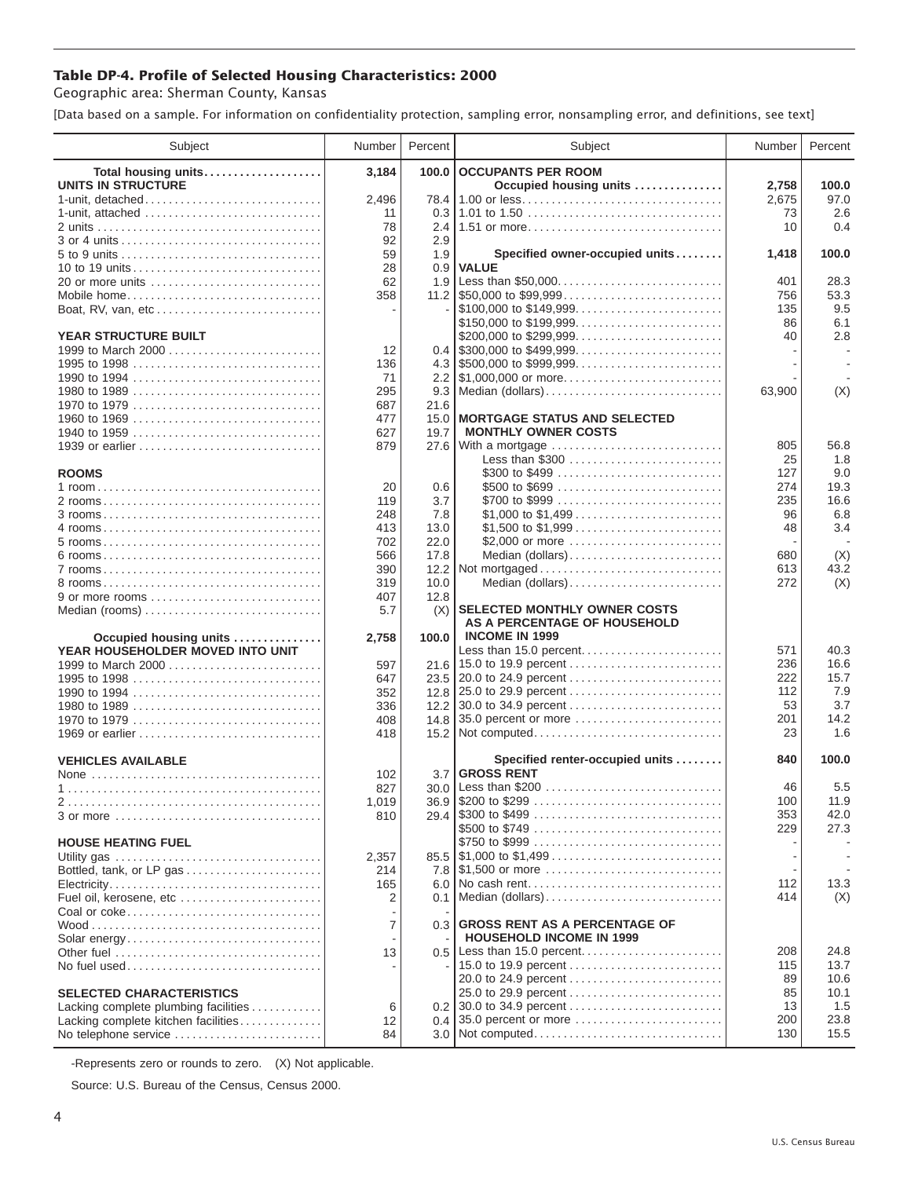## Table DP-4. Profile of Selected Housing Characteristics: 2000

Geographic area: Sherman County, Kansas

[Data based on a sample. For information on confidentiality protection, sampling error, nonsampling error, and definitions, see text]

| Subject | Number | Percent | Subject | Number | Percent |
|---|---|---|---|---|---|
| **Total housing units** | **3,184** | **100.0** | **OCCUPANTS PER ROOM** | | |
| **UNITS IN STRUCTURE** | | | **Occupied housing units** | **2,758** | **100.0** |
| 1-unit, detached | 2,496 | 78.4 | 1.00 or less | 2,675 | 97.0 |
| 1-unit, attached | 11 | 0.3 | 1.01 to 1.50 | 73 | 2.6 |
| 2 units | 78 | 2.4 | 1.51 or more | 10 | 0.4 |
| 3 or 4 units | 92 | 2.9 | | | |
| 5 to 9 units | 59 | 1.9 | **Specified owner-occupied units** | **1,418** | **100.0** |
| 10 to 19 units | 28 | 0.9 | **VALUE** | | |
| 20 or more units | 62 | 1.9 | Less than $50,000 | 401 | 28.3 |
| Mobile home | 358 | 11.2 | $50,000 to $99,999 | 756 | 53.3 |
| Boat, RV, van, etc | - | - | $100,000 to $149,999 | 135 | 9.5 |
| | | | $150,000 to $199,999 | 86 | 6.1 |
| **YEAR STRUCTURE BUILT** | | | $200,000 to $299,999 | 40 | 2.8 |
| 1999 to March 2000 | 12 | 0.4 | $300,000 to $499,999 | - | - |
| 1995 to 1998 | 136 | 4.3 | $500,000 to $999,999 | - | - |
| 1990 to 1994 | 71 | 2.2 | $1,000,000 or more | - | - |
| 1980 to 1989 | 295 | 9.3 | Median (dollars) | 63,900 | (X) |
| 1970 to 1979 | 687 | 21.6 | | | |
| 1960 to 1969 | 477 | 15.0 | **MORTGAGE STATUS AND SELECTED MONTHLY OWNER COSTS** | | |
| 1940 to 1959 | 627 | 19.7 | | | |
| 1939 or earlier | 879 | 27.6 | With a mortgage | 805 | 56.8 |
| | | | Less than $300 | 25 | 1.8 |
| **ROOMS** | | | $300 to $499 | 127 | 9.0 |
| 1 room | 20 | 0.6 | $500 to $699 | 274 | 19.3 |
| 2 rooms | 119 | 3.7 | $700 to $999 | 235 | 16.6 |
| 3 rooms | 248 | 7.8 | $1,000 to $1,499 | 96 | 6.8 |
| 4 rooms | 413 | 13.0 | $1,500 to $1,999 | 48 | 3.4 |
| 5 rooms | 702 | 22.0 | $2,000 or more | - | - |
| 6 rooms | 566 | 17.8 | Median (dollars) | 680 | (X) |
| 7 rooms | 390 | 12.2 | Not mortgaged | 613 | 43.2 |
| 8 rooms | 319 | 10.0 | Median (dollars) | 272 | (X) |
| 9 or more rooms | 407 | 12.8 | | | |
| Median (rooms) | 5.7 | (X) | **SELECTED MONTHLY OWNER COSTS AS A PERCENTAGE OF HOUSEHOLD INCOME IN 1999** | | |
| **Occupied housing units** | **2,758** | **100.0** | | | |
| **YEAR HOUSEHOLDER MOVED INTO UNIT** | | | Less than 15.0 percent | 571 | 40.3 |
| 1999 to March 2000 | 597 | 21.6 | 15.0 to 19.9 percent | 236 | 16.6 |
| 1995 to 1998 | 647 | 23.5 | 20.0 to 24.9 percent | 222 | 15.7 |
| 1990 to 1994 | 352 | 12.8 | 25.0 to 29.9 percent | 112 | 7.9 |
| 1980 to 1989 | 336 | 12.2 | 30.0 to 34.9 percent | 53 | 3.7 |
| 1970 to 1979 | 408 | 14.8 | 35.0 percent or more | 201 | 14.2 |
| 1969 or earlier | 418 | 15.2 | Not computed | 23 | 1.6 |
| | | | | | |
| **VEHICLES AVAILABLE** | | | **Specified renter-occupied units** | **840** | **100.0** |
| None | 102 | 3.7 | **GROSS RENT** | | |
| 1 | 827 | 30.0 | Less than $200 | 46 | 5.5 |
| 2 | 1,019 | 36.9 | $200 to $299 | 100 | 11.9 |
| 3 or more | 810 | 29.4 | $300 to $499 | 353 | 42.0 |
| | | | $500 to $749 | 229 | 27.3 |
| **HOUSE HEATING FUEL** | | | $750 to $999 | - | - |
| Utility gas | 2,357 | 85.5 | $1,000 to $1,499 | - | - |
| Bottled, tank, or LP gas | 214 | 7.8 | $1,500 or more | - | - |
| Electricity | 165 | 6.0 | No cash rent | 112 | 13.3 |
| Fuel oil, kerosene, etc | 2 | 0.1 | Median (dollars) | 414 | (X) |
| Coal or coke | - | - | | | |
| Wood | 7 | 0.3 | **GROSS RENT AS A PERCENTAGE OF HOUSEHOLD INCOME IN 1999** | | |
| Solar energy | - | - | | | |
| Other fuel | 13 | 0.5 | Less than 15.0 percent | 208 | 24.8 |
| No fuel used | - | - | 15.0 to 19.9 percent | 115 | 13.7 |
| | | | 20.0 to 24.9 percent | 89 | 10.6 |
| **SELECTED CHARACTERISTICS** | | | 25.0 to 29.9 percent | 85 | 10.1 |
| Lacking complete plumbing facilities | 6 | 0.2 | 30.0 to 34.9 percent | 13 | 1.5 |
| Lacking complete kitchen facilities | 12 | 0.4 | 35.0 percent or more | 200 | 23.8 |
| No telephone service | 84 | 3.0 | Not computed | 130 | 15.5 |

-Represents zero or rounds to zero. (X) Not applicable.

Source: U.S. Bureau of the Census, Census 2000.